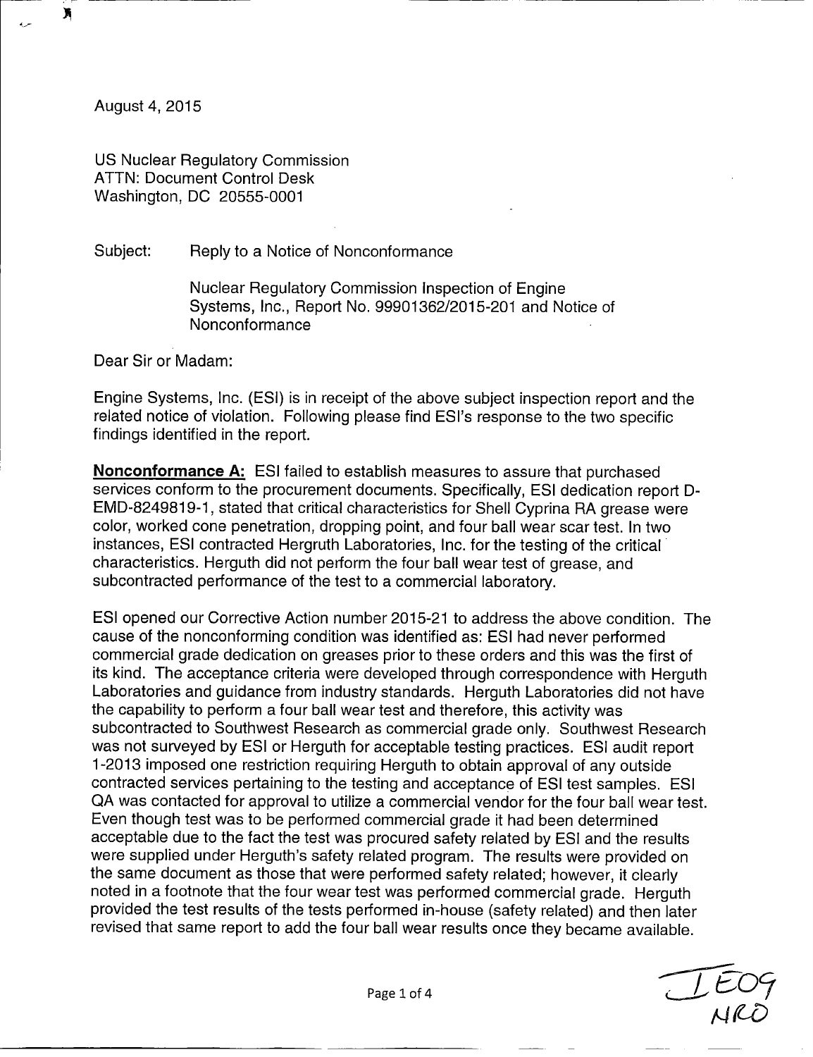August 4, 2015

US Nuclear Regulatory Commission
ATTN: Document Control Desk
Washington, DC 20555-0001

Subject: Reply to a Notice of Nonconformance

Nuclear Regulatory Commission Inspection of Engine Systems, Inc., Report No. 99901362/2015-201 and Notice of Nonconformance

Dear Sir or Madam:

Engine Systems, Inc. (ESI) is in receipt of the above subject inspection report and the related notice of violation. Following please find ESI's response to the two specific findings identified in the report.

**Nonconformance A:** ESI failed to establish measures to assure that purchased services conform to the procurement documents. Specifically, ESI dedication report D-EMD-8249819-1, stated that critical characteristics for Shell Cyprina RA grease were color, worked cone penetration, dropping point, and four ball wear scar test. In two instances, ESI contracted Hergruth Laboratories, Inc. for the testing of the critical characteristics. Herguth did not perform the four ball wear test of grease, and subcontracted performance of the test to a commercial laboratory.

ESI opened our Corrective Action number 2015-21 to address the above condition. The cause of the nonconforming condition was identified as: ESI had never performed commercial grade dedication on greases prior to these orders and this was the first of its kind. The acceptance criteria were developed through correspondence with Herguth Laboratories and guidance from industry standards. Herguth Laboratories did not have the capability to perform a four ball wear test and therefore, this activity was subcontracted to Southwest Research as commercial grade only. Southwest Research was not surveyed by ESI or Herguth for acceptable testing practices. ESI audit report 1-2013 imposed one restriction requiring Herguth to obtain approval of any outside contracted services pertaining to the testing and acceptance of ESI test samples. ESI QA was contacted for approval to utilize a commercial vendor for the four ball wear test. Even though test was to be performed commercial grade it had been determined acceptable due to the fact the test was procured safety related by ESI and the results were supplied under Herguth's safety related program. The results were provided on the same document as those that were performed safety related; however, it clearly noted in a footnote that the four wear test was performed commercial grade. Herguth provided the test results of the tests performed in-house (safety related) and then later revised that same report to add the four ball wear results once they became available.

IE09
NRO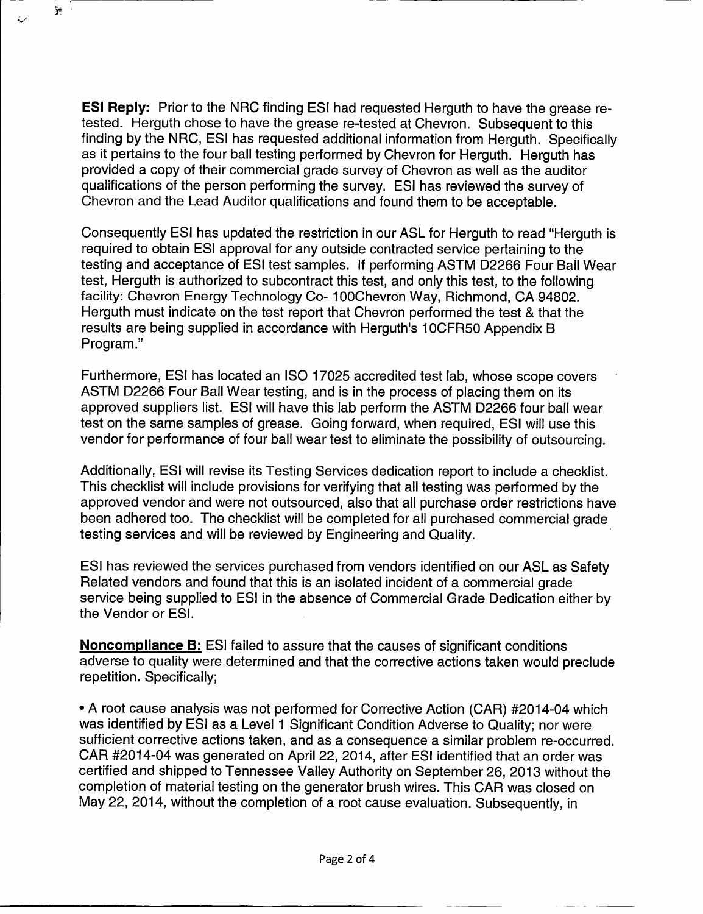**ESI Reply:** Prior to the NRC finding ESI had requested Herguth to have the grease re-tested. Herguth chose to have the grease re-tested at Chevron. Subsequent to this finding by the NRC, ESI has requested additional information from Herguth. Specifically as it pertains to the four ball testing performed by Chevron for Herguth. Herguth has provided a copy of their commercial grade survey of Chevron as well as the auditor qualifications of the person performing the survey. ESI has reviewed the survey of Chevron and the Lead Auditor qualifications and found them to be acceptable.

Consequently ESI has updated the restriction in our ASL for Herguth to read "Herguth is required to obtain ESI approval for any outside contracted service pertaining to the testing and acceptance of ESI test samples. If performing ASTM D2266 Four Ball Wear test, Herguth is authorized to subcontract this test, and only this test, to the following facility: Chevron Energy Technology Co- 100Chevron Way, Richmond, CA 94802. Herguth must indicate on the test report that Chevron performed the test & that the results are being supplied in accordance with Herguth's 10CFR50 Appendix B Program."

Furthermore, ESI has located an ISO 17025 accredited test lab, whose scope covers ASTM D2266 Four Ball Wear testing, and is in the process of placing them on its approved suppliers list. ESI will have this lab perform the ASTM D2266 four ball wear test on the same samples of grease. Going forward, when required, ESI will use this vendor for performance of four ball wear test to eliminate the possibility of outsourcing.

Additionally, ESI will revise its Testing Services dedication report to include a checklist. This checklist will include provisions for verifying that all testing was performed by the approved vendor and were not outsourced, also that all purchase order restrictions have been adhered too. The checklist will be completed for all purchased commercial grade testing services and will be reviewed by Engineering and Quality.

ESI has reviewed the services purchased from vendors identified on our ASL as Safety Related vendors and found that this is an isolated incident of a commercial grade service being supplied to ESI in the absence of Commercial Grade Dedication either by the Vendor or ESI.

**Noncompliance B:** ESI failed to assure that the causes of significant conditions adverse to quality were determined and that the corrective actions taken would preclude repetition. Specifically;

- A root cause analysis was not performed for Corrective Action (CAR) #2014-04 which was identified by ESI as a Level 1 Significant Condition Adverse to Quality; nor were sufficient corrective actions taken, and as a consequence a similar problem re-occurred. CAR #2014-04 was generated on April 22, 2014, after ESI identified that an order was certified and shipped to Tennessee Valley Authority on September 26, 2013 without the completion of material testing on the generator brush wires. This CAR was closed on May 22, 2014, without the completion of a root cause evaluation. Subsequently, in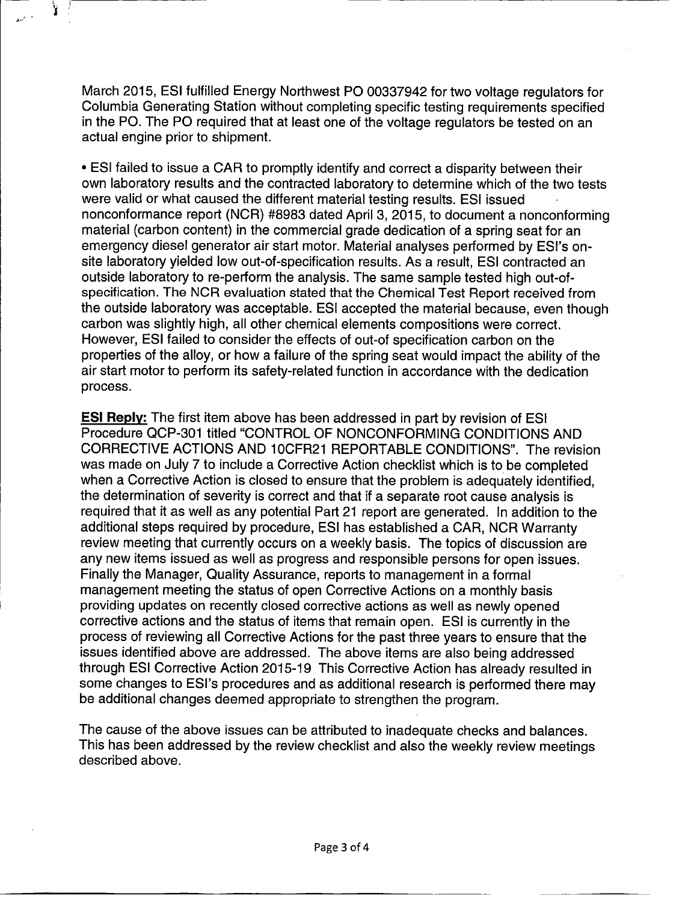March 2015, ESI fulfilled Energy Northwest PO 00337942 for two voltage regulators for Columbia Generating Station without completing specific testing requirements specified in the PO. The PO required that at least one of the voltage regulators be tested on an actual engine prior to shipment.

- ESI failed to issue a CAR to promptly identify and correct a disparity between their own laboratory results and the contracted laboratory to determine which of the two tests were valid or what caused the different material testing results. ESI issued nonconformance report (NCR) #8983 dated April 3, 2015, to document a nonconforming material (carbon content) in the commercial grade dedication of a spring seat for an emergency diesel generator air start motor. Material analyses performed by ESI's on-site laboratory yielded low out-of-specification results. As a result, ESI contracted an outside laboratory to re-perform the analysis. The same sample tested high out-of-specification. The NCR evaluation stated that the Chemical Test Report received from the outside laboratory was acceptable. ESI accepted the material because, even though carbon was slightly high, all other chemical elements compositions were correct. However, ESI failed to consider the effects of out-of specification carbon on the properties of the alloy, or how a failure of the spring seat would impact the ability of the air start motor to perform its safety-related function in accordance with the dedication process.

**ESI Reply:** The first item above has been addressed in part by revision of ESI Procedure QCP-301 titled "CONTROL OF NONCONFORMING CONDITIONS AND CORRECTIVE ACTIONS AND 10CFR21 REPORTABLE CONDITIONS". The revision was made on July 7 to include a Corrective Action checklist which is to be completed when a Corrective Action is closed to ensure that the problem is adequately identified, the determination of severity is correct and that if a separate root cause analysis is required that it as well as any potential Part 21 report are generated. In addition to the additional steps required by procedure, ESI has established a CAR, NCR Warranty review meeting that currently occurs on a weekly basis. The topics of discussion are any new items issued as well as progress and responsible persons for open issues. Finally the Manager, Quality Assurance, reports to management in a formal management meeting the status of open Corrective Actions on a monthly basis providing updates on recently closed corrective actions as well as newly opened corrective actions and the status of items that remain open. ESI is currently in the process of reviewing all Corrective Actions for the past three years to ensure that the issues identified above are addressed. The above items are also being addressed through ESI Corrective Action 2015-19 This Corrective Action has already resulted in some changes to ESI's procedures and as additional research is performed there may be additional changes deemed appropriate to strengthen the program.

The cause of the above issues can be attributed to inadequate checks and balances. This has been addressed by the review checklist and also the weekly review meetings described above.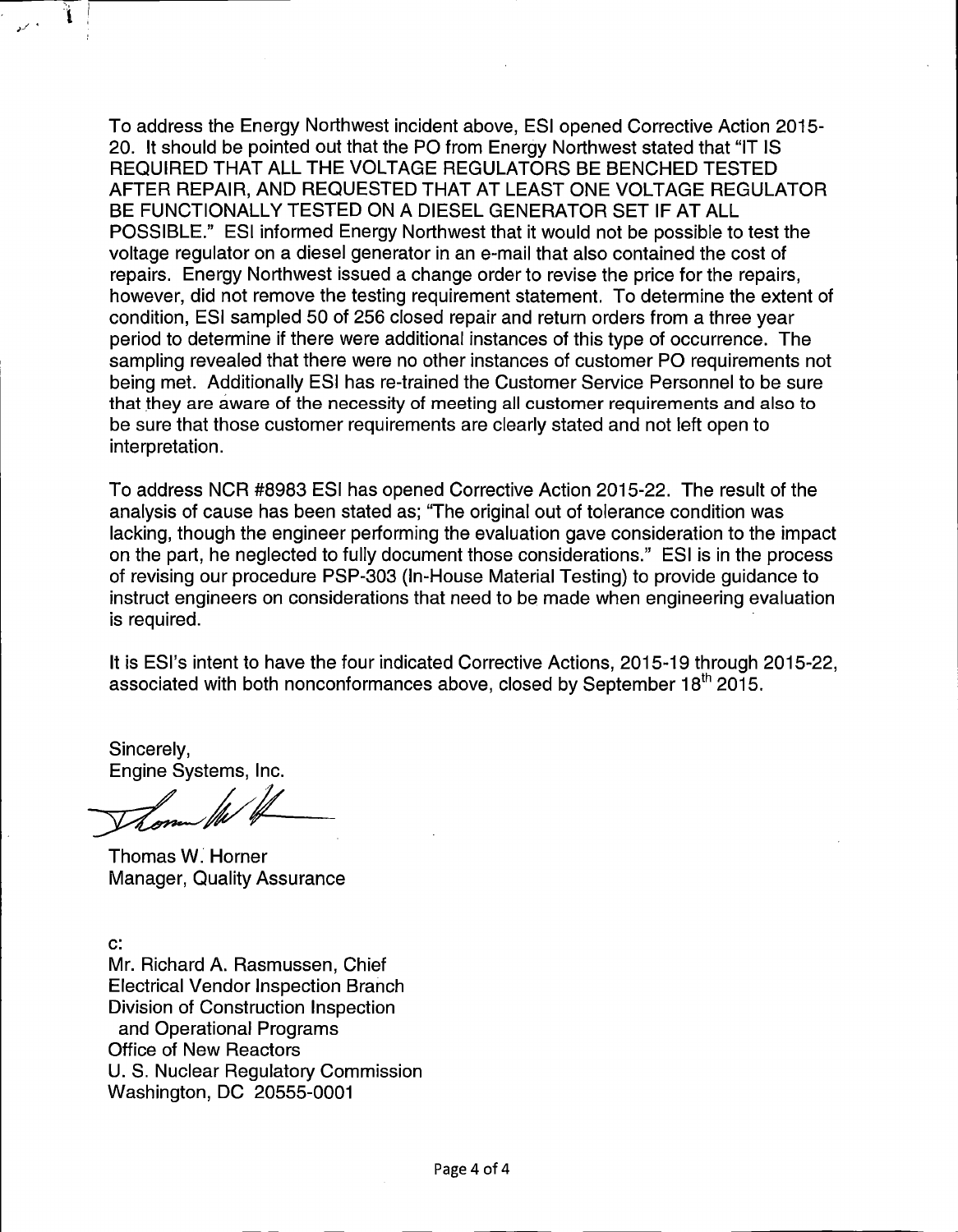To address the Energy Northwest incident above, ESI opened Corrective Action 2015-20. It should be pointed out that the PO from Energy Northwest stated that "IT IS REQUIRED THAT ALL THE VOLTAGE REGULATORS BE BENCHED TESTED AFTER REPAIR, AND REQUESTED THAT AT LEAST ONE VOLTAGE REGULATOR BE FUNCTIONALLY TESTED ON A DIESEL GENERATOR SET IF AT ALL POSSIBLE." ESI informed Energy Northwest that it would not be possible to test the voltage regulator on a diesel generator in an e-mail that also contained the cost of repairs. Energy Northwest issued a change order to revise the price for the repairs, however, did not remove the testing requirement statement. To determine the extent of condition, ESI sampled 50 of 256 closed repair and return orders from a three year period to determine if there were additional instances of this type of occurrence. The sampling revealed that there were no other instances of customer PO requirements not being met. Additionally ESI has re-trained the Customer Service Personnel to be sure that they are aware of the necessity of meeting all customer requirements and also to be sure that those customer requirements are clearly stated and not left open to interpretation.

To address NCR #8983 ESI has opened Corrective Action 2015-22. The result of the analysis of cause has been stated as; "The original out of tolerance condition was lacking, though the engineer performing the evaluation gave consideration to the impact on the part, he neglected to fully document those considerations." ESI is in the process of revising our procedure PSP-303 (In-House Material Testing) to provide guidance to instruct engineers on considerations that need to be made when engineering evaluation is required.

It is ESI's intent to have the four indicated Corrective Actions, 2015-19 through 2015-22, associated with both nonconformances above, closed by September 18th 2015.

Sincerely,
Engine Systems, Inc.

Thomas W. Horner
Manager, Quality Assurance

c:
Mr. Richard A. Rasmussen, Chief
Electrical Vendor Inspection Branch
Division of Construction Inspection
and Operational Programs
Office of New Reactors
U. S. Nuclear Regulatory Commission
Washington, DC 20555-0001